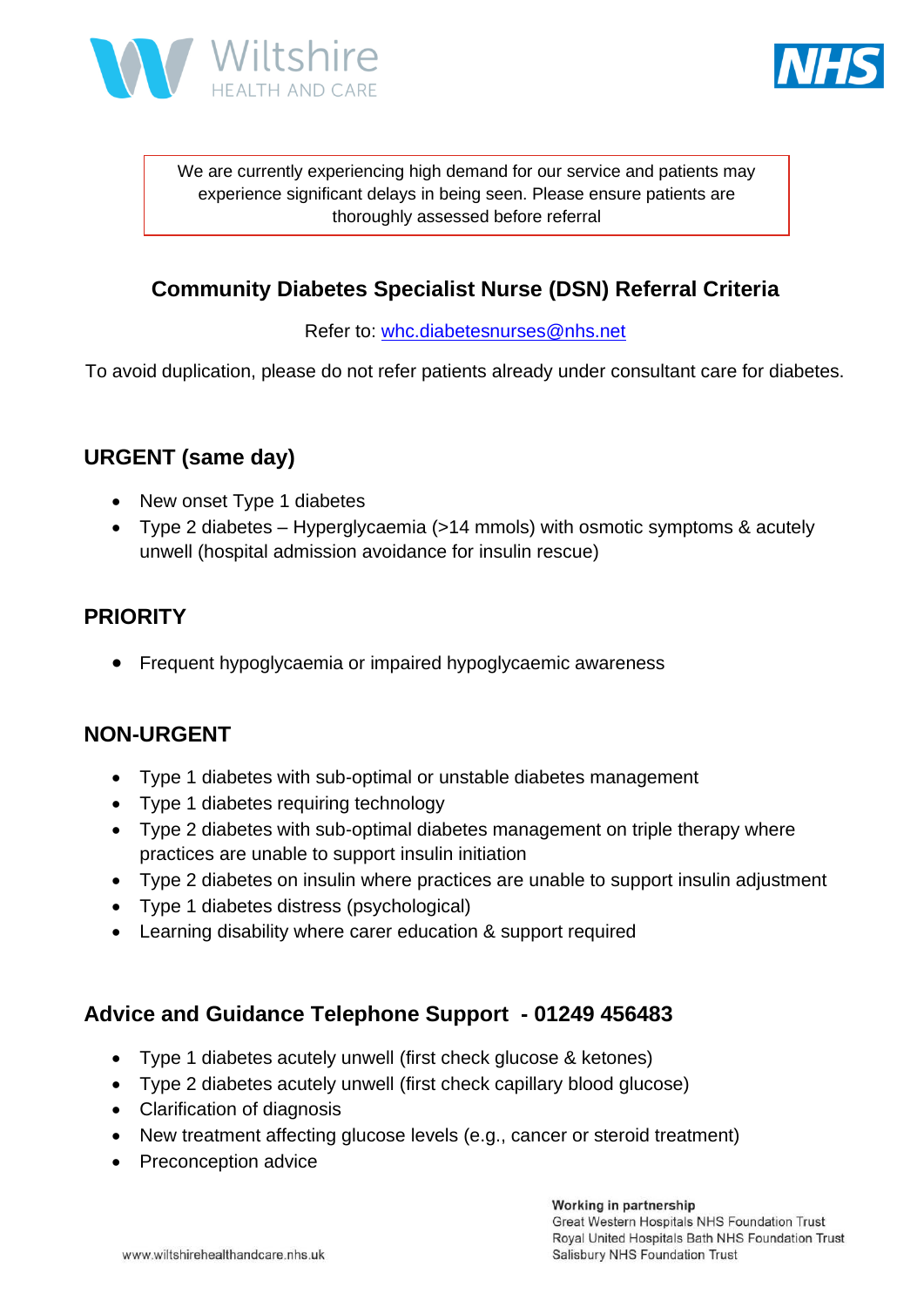Wiltshire HEALTH AND CARE

NHS

> We are currently experiencing high demand for our service and patients may experience significant delays in being seen. Please ensure patients are thoroughly assessed before referral

## Community Diabetes Specialist Nurse (DSN) Referral Criteria

Refer to: whc.diabetesnurses@nhs.net

To avoid duplication, please do not refer patients already under consultant care for diabetes.

### URGENT (same day)

- New onset Type 1 diabetes
- Type 2 diabetes – Hyperglycaemia (>14 mmols) with osmotic symptoms & acutely unwell (hospital admission avoidance for insulin rescue)

### PRIORITY

- Frequent hypoglycaemia or impaired hypoglycaemic awareness

### NON-URGENT

- Type 1 diabetes with sub-optimal or unstable diabetes management
- Type 1 diabetes requiring technology
- Type 2 diabetes with sub-optimal diabetes management on triple therapy where practices are unable to support insulin initiation
- Type 2 diabetes on insulin where practices are unable to support insulin adjustment
- Type 1 diabetes distress (psychological)
- Learning disability where carer education & support required

### Advice and Guidance Telephone Support - 01249 456483

- Type 1 diabetes acutely unwell (first check glucose & ketones)
- Type 2 diabetes acutely unwell (first check capillary blood glucose)
- Clarification of diagnosis
- New treatment affecting glucose levels (e.g., cancer or steroid treatment)
- Preconception advice

**Working in partnership**
Great Western Hospitals NHS Foundation Trust
Royal United Hospitals Bath NHS Foundation Trust
Salisbury NHS Foundation Trust

www.wiltshirehealthandcare.nhs.uk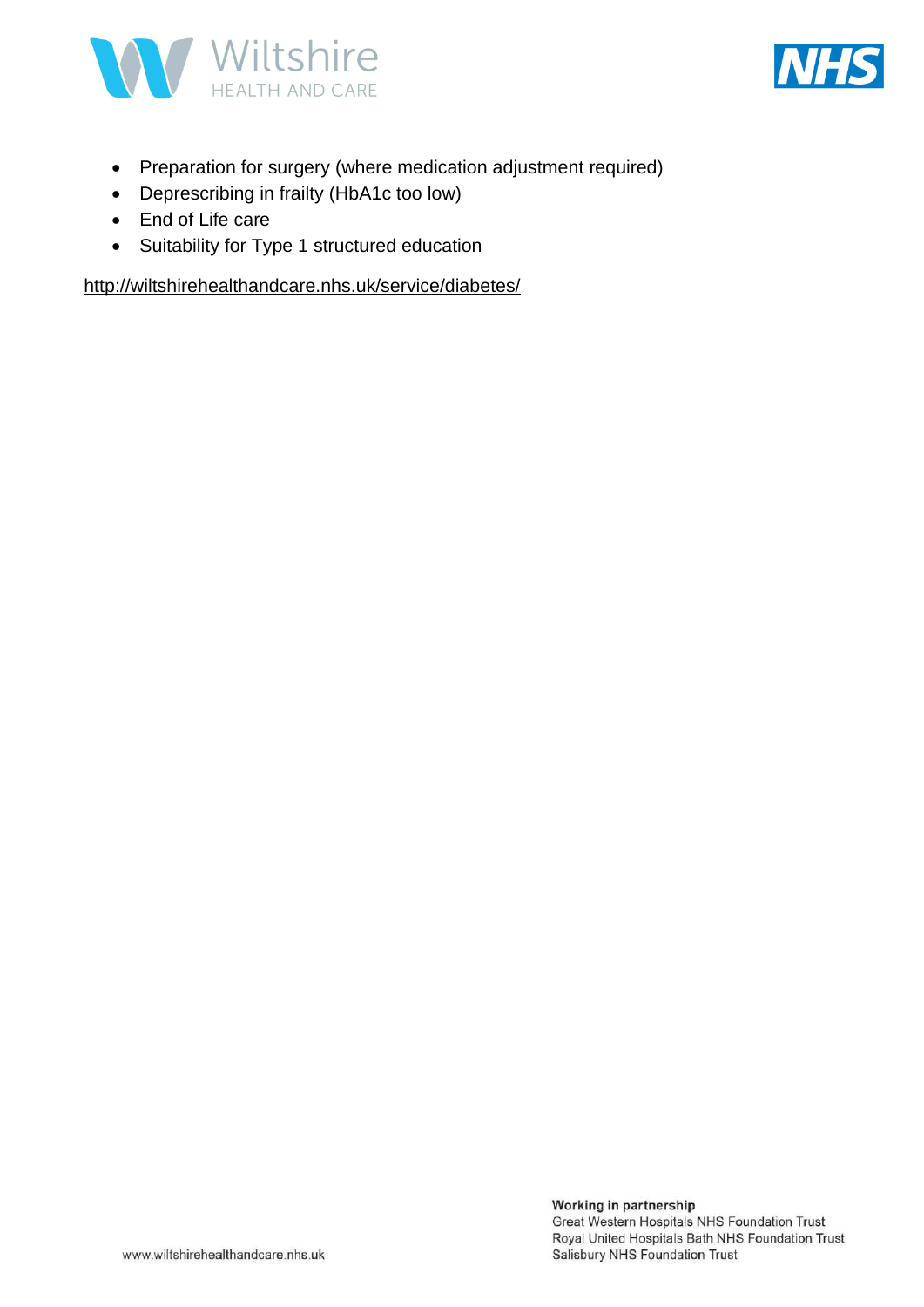- Preparation for surgery (where medication adjustment required)
- Deprescribing in frailty (HbA1c too low)
- End of Life care
- Suitability for Type 1 structured education

http://wiltshirehealthandcare.nhs.uk/service/diabetes/